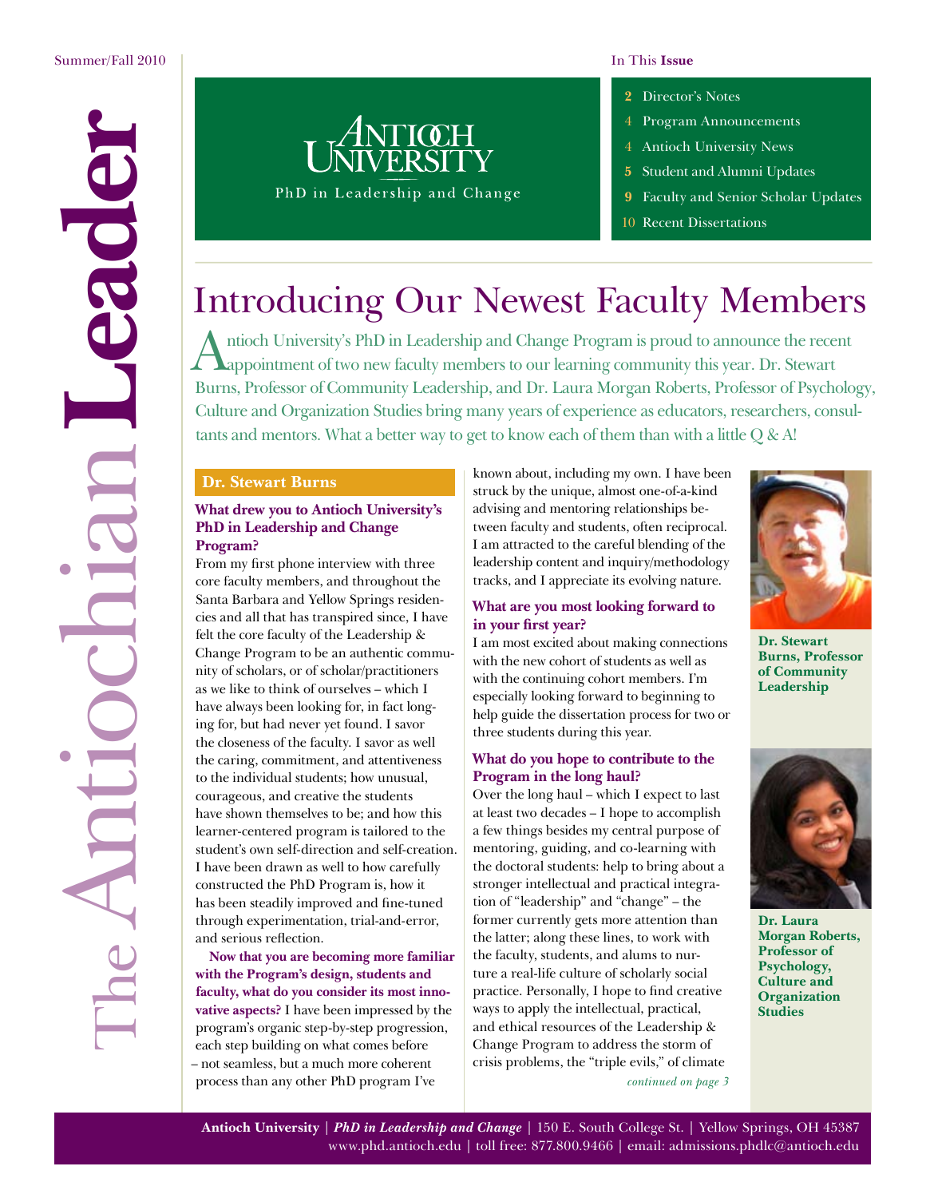Summer/Fall 2010

# The Antiochian Leader

Antioch University
PhD in Leadership and Change

In This **Issue**

- 2 Director's Notes
- 4 Program Announcements
- 4 Antioch University News
- 5 Student and Alumni Updates
- 9 Faculty and Senior Scholar Updates
- 10 Recent Dissertations

## Introducing Our Newest Faculty Members

Antioch University's PhD in Leadership and Change Program is proud to announce the recent appointment of two new faculty members to our learning community this year. Dr. Stewart Burns, Professor of Community Leadership, and Dr. Laura Morgan Roberts, Professor of Psychology, Culture and Organization Studies bring many years of experience as educators, researchers, consultants and mentors. What a better way to get to know each of them than with a little Q & A!

### Dr. Stewart Burns

**What drew you to Antioch University's PhD in Leadership and Change Program?**

From my first phone interview with three core faculty members, and throughout the Santa Barbara and Yellow Springs residencies and all that has transpired since, I have felt the core faculty of the Leadership & Change Program to be an authentic community of scholars, or of scholar/practitioners as we like to think of ourselves – which I have always been looking for, in fact longing for, but had never yet found. I savor the closeness of the faculty. I savor as well the caring, commitment, and attentiveness to the individual students; how unusual, courageous, and creative the students have shown themselves to be; and how this learner-centered program is tailored to the student's own self-direction and self-creation. I have been drawn as well to how carefully constructed the PhD Program is, how it has been steadily improved and fine-tuned through experimentation, trial-and-error, and serious reflection.

**Now that you are becoming more familiar with the Program's design, students and faculty, what do you consider its most innovative aspects?** I have been impressed by the program's organic step-by-step progression, each step building on what comes before – not seamless, but a much more coherent process than any other PhD program I've known about, including my own. I have been struck by the unique, almost one-of-a-kind advising and mentoring relationships between faculty and students, often reciprocal. I am attracted to the careful blending of the leadership content and inquiry/methodology tracks, and I appreciate its evolving nature.

**What are you most looking forward to in your first year?**

I am most excited about making connections with the new cohort of students as well as with the continuing cohort members. I'm especially looking forward to beginning to help guide the dissertation process for two or three students during this year.

**What do you hope to contribute to the Program in the long haul?**

Over the long haul – which I expect to last at least two decades – I hope to accomplish a few things besides my central purpose of mentoring, guiding, and co-learning with the doctoral students: help to bring about a stronger intellectual and practical integration of "leadership" and "change" – the former currently gets more attention than the latter; along these lines, to work with the faculty, students, and alums to nurture a real-life culture of scholarly social practice. Personally, I hope to find creative ways to apply the intellectual, practical, and ethical resources of the Leadership & Change Program to address the storm of crisis problems, the "triple evils," of climate

*continued on page 3*

**Dr. Stewart Burns, Professor of Community Leadership**

**Dr. Laura Morgan Roberts, Professor of Psychology, Culture and Organization Studies**

**Antioch University** | ***PhD in Leadership and Change*** | 150 E. South College St. | Yellow Springs, OH 45387
www.phd.antioch.edu | toll free: 877.800.9466 | email: admissions.phdlc@antioch.edu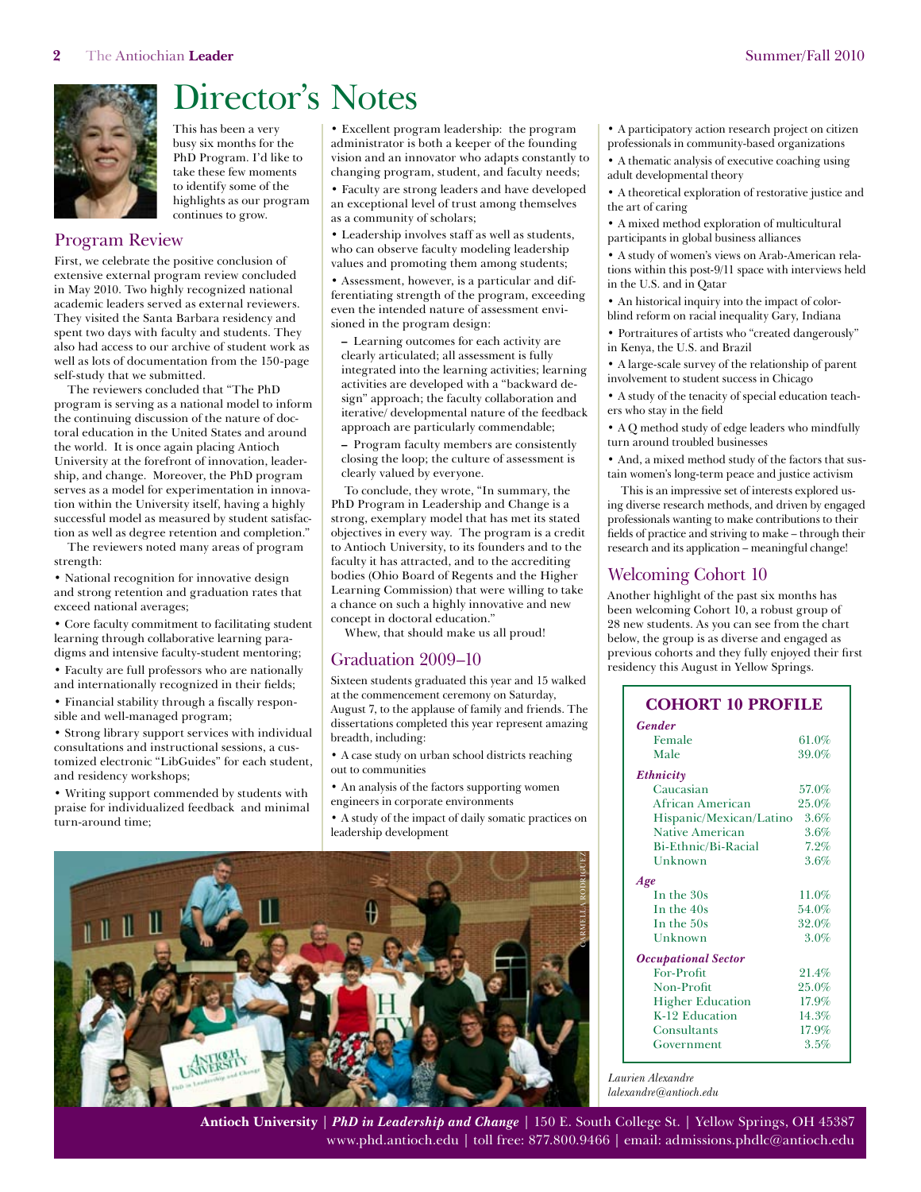# Director's Notes

This has been a very busy six months for the PhD Program. I'd like to take these few moments to identify some of the highlights as our program continues to grow.

## Program Review

First, we celebrate the positive conclusion of extensive external program review concluded in May 2010. Two highly recognized national academic leaders served as external reviewers. They visited the Santa Barbara residency and spent two days with faculty and students. They also had access to our archive of student work as well as lots of documentation from the 150-page self-study that we submitted.

The reviewers concluded that "The PhD program is serving as a national model to inform the continuing discussion of the nature of doctoral education in the United States and around the world. It is once again placing Antioch University at the forefront of innovation, leadership, and change. Moreover, the PhD program serves as a model for experimentation in innovation within the University itself, having a highly successful model as measured by student satisfaction as well as degree retention and completion."

The reviewers noted many areas of program strength:

- National recognition for innovative design and strong retention and graduation rates that exceed national averages;
- Core faculty commitment to facilitating student learning through collaborative learning paradigms and intensive faculty-student mentoring;
- Faculty are full professors who are nationally and internationally recognized in their fields;
- Financial stability through a fiscally responsible and well-managed program;
- Strong library support services with individual consultations and instructional sessions, a customized electronic "LibGuides" for each student, and residency workshops;
- Writing support commended by students with praise for individualized feedback and minimal turn-around time;
- Excellent program leadership: the program administrator is both a keeper of the founding vision and an innovator who adapts constantly to changing program, student, and faculty needs;
- Faculty are strong leaders and have developed an exceptional level of trust among themselves as a community of scholars;
- Leadership involves staff as well as students, who can observe faculty modeling leadership values and promoting them among students;
- Assessment, however, is a particular and differentiating strength of the program, exceeding even the intended nature of assessment envisioned in the program design:
  - Learning outcomes for each activity are clearly articulated; all assessment is fully integrated into the learning activities; learning activities are developed with a "backward design" approach; the faculty collaboration and iterative/ developmental nature of the feedback approach are particularly commendable;
  - Program faculty members are consistently closing the loop; the culture of assessment is clearly valued by everyone.

To conclude, they wrote, "In summary, the PhD Program in Leadership and Change is a strong, exemplary model that has met its stated objectives in every way. The program is a credit to Antioch University, to its founders and to the faculty it has attracted, and to the accrediting bodies (Ohio Board of Regents and the Higher Learning Commission) that were willing to take a chance on such a highly innovative and new concept in doctoral education."

Whew, that should make us all proud!

## Graduation 2009–10

Sixteen students graduated this year and 15 walked at the commencement ceremony on Saturday, August 7, to the applause of family and friends. The dissertations completed this year represent amazing breadth, including:

- A case study on urban school districts reaching out to communities
- An analysis of the factors supporting women engineers in corporate environments
- A study of the impact of daily somatic practices on leadership development
- A participatory action research project on citizen professionals in community-based organizations
- A thematic analysis of executive coaching using adult developmental theory
- A theoretical exploration of restorative justice and the art of caring
- A mixed method exploration of multicultural participants in global business alliances
- A study of women's views on Arab-American relations within this post-9/11 space with interviews held in the U.S. and in Qatar
- An historical inquiry into the impact of color-blind reform on racial inequality Gary, Indiana
- Portraitures of artists who "created dangerously" in Kenya, the U.S. and Brazil
- A large-scale survey of the relationship of parent involvement to student success in Chicago
- A study of the tenacity of special education teachers who stay in the field
- A Q method study of edge leaders who mindfully turn around troubled businesses
- And, a mixed method study of the factors that sustain women's long-term peace and justice activism

This is an impressive set of interests explored using diverse research methods, and driven by engaged professionals wanting to make contributions to their fields of practice and striving to make – through their research and its application – meaningful change!

## Welcoming Cohort 10

Another highlight of the past six months has been welcoming Cohort 10, a robust group of 28 new students. As you can see from the chart below, the group is as diverse and engaged as previous cohorts and they fully enjoyed their first residency this August in Yellow Springs.

**COHORT 10 PROFILE**

| | |
|---|---|
| ***Gender*** | |
| Female | 61.0% |
| Male | 39.0% |
| ***Ethnicity*** | |
| Caucasian | 57.0% |
| African American | 25.0% |
| Hispanic/Mexican/Latino | 3.6% |
| Native American | 3.6% |
| Bi-Ethnic/Bi-Racial | 7.2% |
| Unknown | 3.6% |
| ***Age*** | |
| In the 30s | 11.0% |
| In the 40s | 54.0% |
| In the 50s | 32.0% |
| Unknown | 3.0% |
| ***Occupational Sector*** | |
| For-Profit | 21.4% |
| Non-Profit | 25.0% |
| Higher Education | 17.9% |
| K-12 Education | 14.3% |
| Consultants | 17.9% |
| Government | 3.5% |

*Laurien Alexandre*
*lalexandre@antioch.edu*

**Antioch University** | ***PhD in Leadership and Change*** | 150 E. South College St. | Yellow Springs, OH 45387
www.phd.antioch.edu | toll free: 877.800.9466 | email: admissions.phdlc@antioch.edu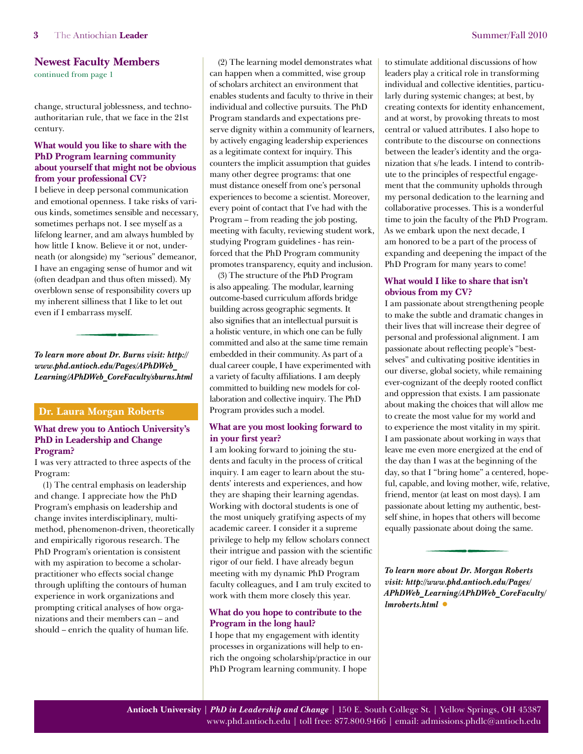## Newest Faculty Members

continued from page 1

change, structural joblessness, and techno-authoritarian rule, that we face in the 21st century.

### What would you like to share with the PhD Program learning community about yourself that might not be obvious from your professional CV?

I believe in deep personal communication and emotional openness. I take risks of various kinds, sometimes sensible and necessary, sometimes perhaps not. I see myself as a lifelong learner, and am always humbled by how little I know. Believe it or not, underneath (or alongside) my "serious" demeanor, I have an engaging sense of humor and wit (often deadpan and thus often missed). My overblown sense of responsibility covers up my inherent silliness that I like to let out even if I embarrass myself.

***To learn more about Dr. Burns visit: http://www.phd.antioch.edu/Pages/APhDWeb_Learning/APhDWeb_CoreFaculty/sburns.html***

## Dr. Laura Morgan Roberts

### What drew you to Antioch University's PhD in Leadership and Change Program?

I was very attracted to three aspects of the Program:

(1) The central emphasis on leadership and change. I appreciate how the PhD Program's emphasis on leadership and change invites interdisciplinary, multi-method, phenomenon-driven, theoretically and empirically rigorous research. The PhD Program's orientation is consistent with my aspiration to become a scholar-practitioner who effects social change through uplifting the contours of human experience in work organizations and prompting critical analyses of how organizations and their members can – and should – enrich the quality of human life.

(2) The learning model demonstrates what can happen when a committed, wise group of scholars architect an environment that enables students and faculty to thrive in their individual and collective pursuits. The PhD Program standards and expectations preserve dignity within a community of learners, by actively engaging leadership experiences as a legitimate context for inquiry. This counters the implicit assumption that guides many other degree programs: that one must distance oneself from one's personal experiences to become a scientist. Moreover, every point of contact that I've had with the Program – from reading the job posting, meeting with faculty, reviewing student work, studying Program guidelines - has reinforced that the PhD Program community promotes transparency, equity and inclusion.

(3) The structure of the PhD Program is also appealing. The modular, learning outcome-based curriculum affords bridge building across geographic segments. It also signifies that an intellectual pursuit is a holistic venture, in which one can be fully committed and also at the same time remain embedded in their community. As part of a dual career couple, I have experimented with a variety of faculty affiliations. I am deeply committed to building new models for collaboration and collective inquiry. The PhD Program provides such a model.

### What are you most looking forward to in your first year?

I am looking forward to joining the students and faculty in the process of critical inquiry. I am eager to learn about the students' interests and experiences, and how they are shaping their learning agendas. Working with doctoral students is one of the most uniquely gratifying aspects of my academic career. I consider it a supreme privilege to help my fellow scholars connect their intrigue and passion with the scientific rigor of our field. I have already begun meeting with my dynamic PhD Program faculty colleagues, and I am truly excited to work with them more closely this year.

### What do you hope to contribute to the Program in the long haul?

I hope that my engagement with identity processes in organizations will help to enrich the ongoing scholarship/practice in our PhD Program learning community. I hope to stimulate additional discussions of how leaders play a critical role in transforming individual and collective identities, particularly during systemic changes; at best, by creating contexts for identity enhancement, and at worst, by provoking threats to most central or valued attributes. I also hope to contribute to the discourse on connections between the leader's identity and the organization that s/he leads. I intend to contribute to the principles of respectful engagement that the community upholds through my personal dedication to the learning and collaborative processes. This is a wonderful time to join the faculty of the PhD Program. As we embark upon the next decade, I am honored to be a part of the process of expanding and deepening the impact of the PhD Program for many years to come!

### What would I like to share that isn't obvious from my CV?

I am passionate about strengthening people to make the subtle and dramatic changes in their lives that will increase their degree of personal and professional alignment. I am passionate about reflecting people's "best-selves" and cultivating positive identities in our diverse, global society, while remaining ever-cognizant of the deeply rooted conflict and oppression that exists. I am passionate about making the choices that will allow me to create the most value for my world and to experience the most vitality in my spirit. I am passionate about working in ways that leave me even more energized at the end of the day than I was at the beginning of the day, so that I "bring home" a centered, hopeful, capable, and loving mother, wife, relative, friend, mentor (at least on most days). I am passionate about letting my authentic, best-self shine, in hopes that others will become equally passionate about doing the same.

***To learn more about Dr. Morgan Roberts visit: http://www.phd.antioch.edu/Pages/APhDWeb_Learning/APhDWeb_CoreFaculty/lmroberts.html***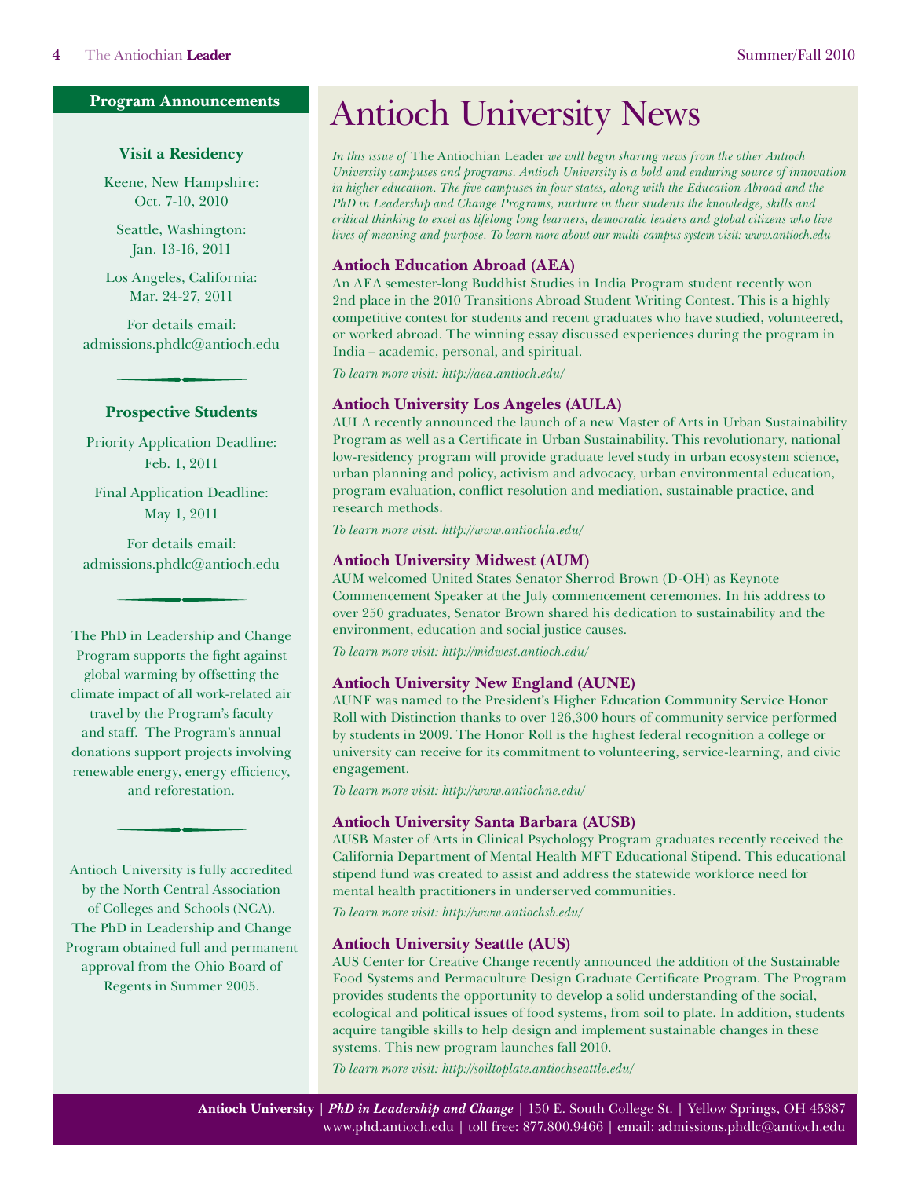## Program Announcements

### Visit a Residency

Keene, New Hampshire: Oct. 7-10, 2010

Seattle, Washington: Jan. 13-16, 2011

Los Angeles, California: Mar. 24-27, 2011

For details email: admissions.phdlc@antioch.edu

### Prospective Students

Priority Application Deadline: Feb. 1, 2011

Final Application Deadline: May 1, 2011

For details email: admissions.phdlc@antioch.edu

The PhD in Leadership and Change Program supports the fight against global warming by offsetting the climate impact of all work-related air travel by the Program's faculty and staff. The Program's annual donations support projects involving renewable energy, energy efficiency, and reforestation.

Antioch University is fully accredited by the North Central Association of Colleges and Schools (NCA). The PhD in Leadership and Change Program obtained full and permanent approval from the Ohio Board of Regents in Summer 2005.

# Antioch University News

*In this issue of* The Antiochian Leader *we will begin sharing news from the other Antioch University campuses and programs. Antioch University is a bold and enduring source of innovation in higher education. The five campuses in four states, along with the Education Abroad and the PhD in Leadership and Change Programs, nurture in their students the knowledge, skills and critical thinking to excel as lifelong long learners, democratic leaders and global citizens who live lives of meaning and purpose. To learn more about our multi-campus system visit: www.antioch.edu*

### Antioch Education Abroad (AEA)

An AEA semester-long Buddhist Studies in India Program student recently won 2nd place in the 2010 Transitions Abroad Student Writing Contest. This is a highly competitive contest for students and recent graduates who have studied, volunteered, or worked abroad. The winning essay discussed experiences during the program in India – academic, personal, and spiritual.

*To learn more visit: http://aea.antioch.edu/*

### Antioch University Los Angeles (AULA)

AULA recently announced the launch of a new Master of Arts in Urban Sustainability Program as well as a Certificate in Urban Sustainability. This revolutionary, national low-residency program will provide graduate level study in urban ecosystem science, urban planning and policy, activism and advocacy, urban environmental education, program evaluation, conflict resolution and mediation, sustainable practice, and research methods.

*To learn more visit: http://www.antiochla.edu/*

### Antioch University Midwest (AUM)

AUM welcomed United States Senator Sherrod Brown (D-OH) as Keynote Commencement Speaker at the July commencement ceremonies. In his address to over 250 graduates, Senator Brown shared his dedication to sustainability and the environment, education and social justice causes.

*To learn more visit: http://midwest.antioch.edu/*

### Antioch University New England (AUNE)

AUNE was named to the President's Higher Education Community Service Honor Roll with Distinction thanks to over 126,300 hours of community service performed by students in 2009. The Honor Roll is the highest federal recognition a college or university can receive for its commitment to volunteering, service-learning, and civic engagement.

*To learn more visit: http://www.antiochne.edu/*

### Antioch University Santa Barbara (AUSB)

AUSB Master of Arts in Clinical Psychology Program graduates recently received the California Department of Mental Health MFT Educational Stipend. This educational stipend fund was created to assist and address the statewide workforce need for mental health practitioners in underserved communities.

*To learn more visit: http://www.antiochsb.edu/*

### Antioch University Seattle (AUS)

AUS Center for Creative Change recently announced the addition of the Sustainable Food Systems and Permaculture Design Graduate Certificate Program. The Program provides students the opportunity to develop a solid understanding of the social, ecological and political issues of food systems, from soil to plate. In addition, students acquire tangible skills to help design and implement sustainable changes in these systems. This new program launches fall 2010.

*To learn more visit: http://soiltoplate.antiochseattle.edu/*

**Antioch University** | ***PhD in Leadership and Change*** | 150 E. South College St. | Yellow Springs, OH 45387
www.phd.antioch.edu | toll free: 877.800.9466 | email: admissions.phdlc@antioch.edu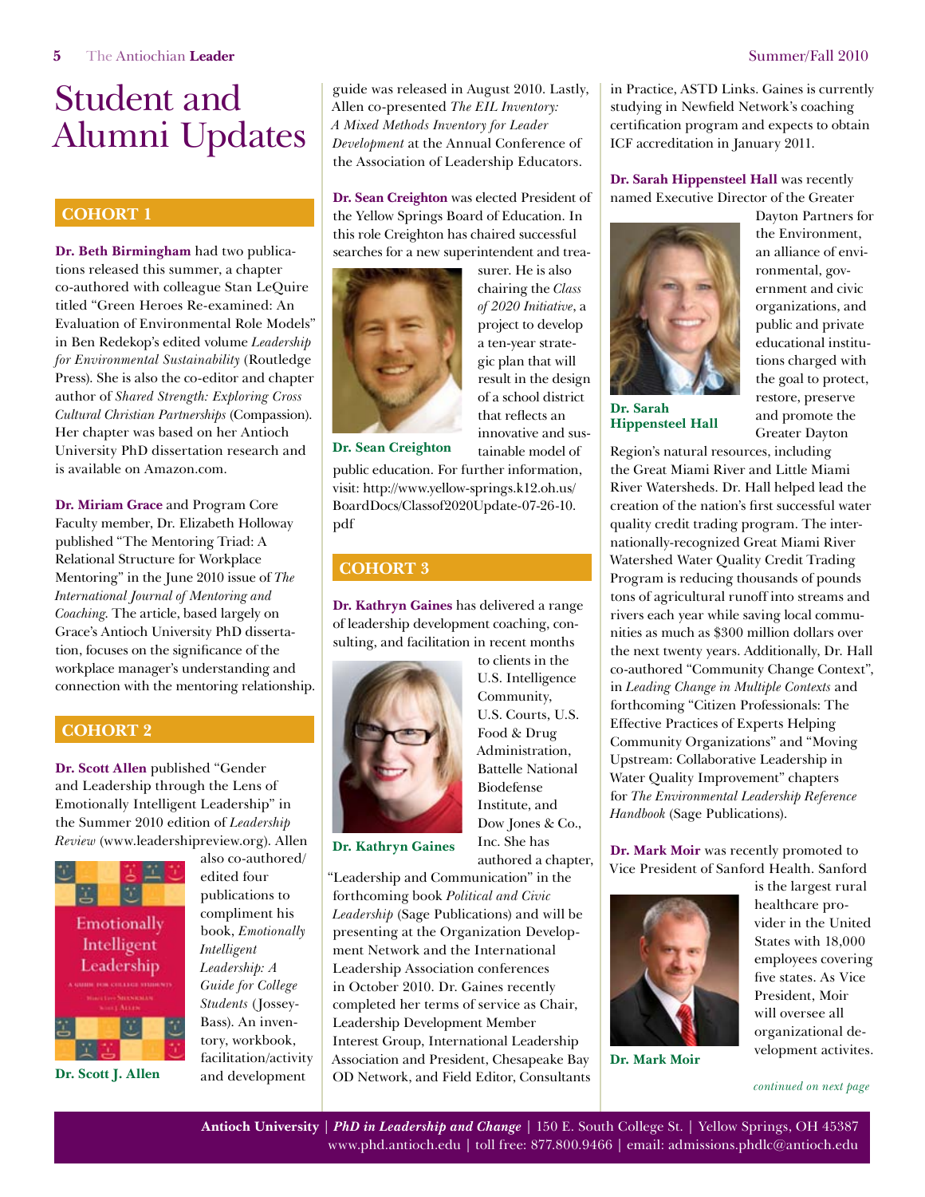# Student and Alumni Updates

## COHORT 1

**Dr. Beth Birmingham** had two publications released this summer, a chapter co-authored with colleague Stan LeQuire titled "Green Heroes Re-examined: An Evaluation of Environmental Role Models" in Ben Redekop's edited volume *Leadership for Environmental Sustainability* (Routledge Press). She is also the co-editor and chapter author of *Shared Strength: Exploring Cross Cultural Christian Partnerships* (Compassion). Her chapter was based on her Antioch University PhD dissertation research and is available on Amazon.com.

**Dr. Miriam Grace** and Program Core Faculty member, Dr. Elizabeth Holloway published "The Mentoring Triad: A Relational Structure for Workplace Mentoring" in the June 2010 issue of *The International Journal of Mentoring and Coaching*. The article, based largely on Grace's Antioch University PhD dissertation, focuses on the significance of the workplace manager's understanding and connection with the mentoring relationship.

## COHORT 2

**Dr. Scott Allen** published "Gender and Leadership through the Lens of Emotionally Intelligent Leadership" in the Summer 2010 edition of *Leadership Review* (www.leadershipreview.org). Allen also co-authored/edited four publications to compliment his book, *Emotionally Intelligent Leadership: A Guide for College Students* (Jossey-Bass). An inventory, workbook, facilitation/activity and development guide was released in August 2010. Lastly, Allen co-presented *The EIL Inventory: A Mixed Methods Inventory for Leader Development* at the Annual Conference of the Association of Leadership Educators.

Dr. Scott J. Allen

**Dr. Sean Creighton** was elected President of the Yellow Springs Board of Education. In this role Creighton has chaired successful searches for a new superintendent and treasurer. He is also chairing the *Class of 2020 Initiative*, a project to develop a ten-year strategic plan that will result in the design of a school district that reflects an innovative and sustainable model of public education. For further information, visit: http://www.yellow-springs.k12.oh.us/BoardDocs/Classof2020Update-07-26-10.pdf

Dr. Sean Creighton

## COHORT 3

**Dr. Kathryn Gaines** has delivered a range of leadership development coaching, consulting, and facilitation in recent months to clients in the U.S. Intelligence Community, U.S. Courts, U.S. Food & Drug Administration, Battelle National Biodefense Institute, and Dow Jones & Co., Inc. She has authored a chapter, "Leadership and Communication" in the forthcoming book *Political and Civic Leadership* (Sage Publications) and will be presenting at the Organization Development Network and the International Leadership Association conferences in October 2010. Dr. Gaines recently completed her terms of service as Chair, Leadership Development Member Interest Group, International Leadership Association and President, Chesapeake Bay OD Network, and Field Editor, Consultants in Practice, ASTD Links. Gaines is currently studying in Newfield Network's coaching certification program and expects to obtain ICF accreditation in January 2011.

Dr. Kathryn Gaines

**Dr. Sarah Hippensteel Hall** was recently named Executive Director of the Greater Dayton Partners for the Environment, an alliance of environmental, government and civic organizations, and public and private educational institutions charged with the goal to protect, restore, preserve and promote the Greater Dayton Region's natural resources, including the Great Miami River and Little Miami River Watersheds. Dr. Hall helped lead the creation of the nation's first successful water quality credit trading program. The internationally-recognized Great Miami River Watershed Water Quality Credit Trading Program is reducing thousands of pounds tons of agricultural runoff into streams and rivers each year while saving local communities as much as $300 million dollars over the next twenty years. Additionally, Dr. Hall co-authored "Community Change Context", in *Leading Change in Multiple Contexts* and forthcoming "Citizen Professionals: The Effective Practices of Experts Helping Community Organizations" and "Moving Upstream: Collaborative Leadership in Water Quality Improvement" chapters for *The Environmental Leadership Reference Handbook* (Sage Publications).

Dr. Sarah Hippensteel Hall

**Dr. Mark Moir** was recently promoted to Vice President of Sanford Health. Sanford is the largest rural healthcare provider in the United States with 18,000 employees covering five states. As Vice President, Moir will oversee all organizational development activites.

Dr. Mark Moir

*continued on next page*

**Antioch University** | ***PhD in Leadership and Change*** | 150 E. South College St. | Yellow Springs, OH 45387
www.phd.antioch.edu | toll free: 877.800.9466 | email: admissions.phdlc@antioch.edu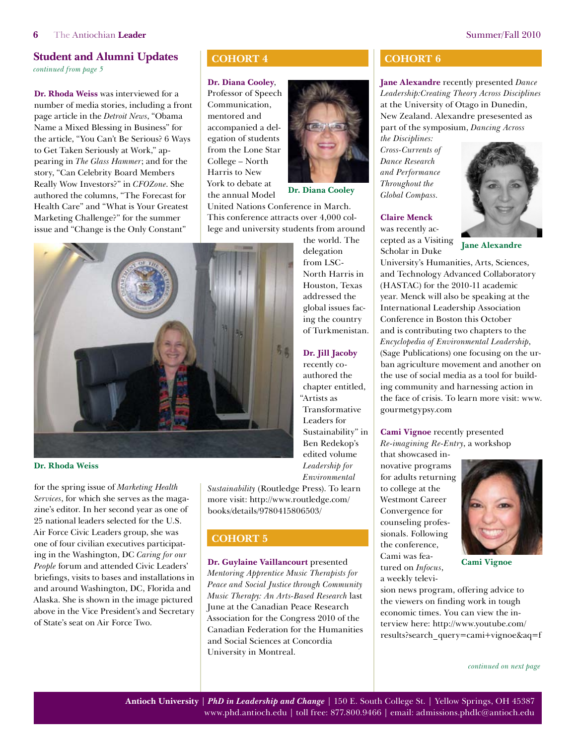## Student and Alumni Updates

*continued from page 5*

**Dr. Rhoda Weiss** was interviewed for a number of media stories, including a front page article in the *Detroit News*, "Obama Name a Mixed Blessing in Business" for the article, "You Can't Be Serious? 6 Ways to Get Taken Seriously at Work," appearing in *The Glass Hammer*; and for the story, "Can Celebrity Board Members Really Wow Investors?" in *CFOZone*. She authored the columns, "The Forecast for Health Care" and "What is Your Greatest Marketing Challenge?" for the summer issue and "Change is the Only Constant" for the spring issue of *Marketing Health Services*, for which she serves as the magazine's editor. In her second year as one of 25 national leaders selected for the U.S. Air Force Civic Leaders group, she was one of four civilian executives participating in the Washington, DC *Caring for our People* forum and attended Civic Leaders' briefings, visits to bases and installations in and around Washington, DC, Florida and Alaska. She is shown in the image pictured above in the Vice President's and Secretary of State's seat on Air Force Two.

Dr. Rhoda Weiss

## COHORT 4

**Dr. Diana Cooley**, Professor of Speech Communication, mentored and accompanied a delegation of students from the Lone Star College – North Harris to New York to debate at the annual Model United Nations Conference in March. This conference attracts over 4,000 college and university students from around the world. The delegation from LSC-North Harris in Houston, Texas addressed the global issues facing the country of Turkmenistan.

Dr. Diana Cooley

**Dr. Jill Jacoby** recently co-authored the chapter entitled, "Artists as Transformative Leaders for Sustainability" in Ben Redekop's edited volume *Leadership for Environmental Sustainability* (Routledge Press). To learn more visit: http://www.routledge.com/books/details/9780415806503/

## COHORT 5

**Dr. Guylaine Vaillancourt** presented *Mentoring Apprentice Music Therapists for Peace and Social Justice through Community Music Therapy: An Arts-Based Research* last June at the Canadian Peace Research Association for the Congress 2010 of the Canadian Federation for the Humanities and Social Sciences at Concordia University in Montreal.

## COHORT 6

**Jane Alexandre** recently presented *Dance Leadership:Creating Theory Across Disciplines* at the University of Otago in Dunedin, New Zealand. Alexandre presesented as part of the symposium, *Dancing Across the Disciplines: Cross-Currents of Dance Research and Performance Throughout the Global Compass*.

Jane Alexandre

**Claire Menck** was recently accepted as a Visiting Scholar in Duke University's Humanities, Arts, Sciences, and Technology Advanced Collaboratory (HASTAC) for the 2010-11 academic year. Menck will also be speaking at the International Leadership Association Conference in Boston this October and is contributing two chapters to the *Encyclopedia of Environmental Leadership*, (Sage Publications) one focusing on the urban agriculture movement and another on the use of social media as a tool for building community and harnessing action in the face of crisis. To learn more visit: www.gourmetgypsy.com

**Cami Vignoe** recently presented *Re-imagining Re-Entry*, a workshop that showcased innovative programs for adults returning to college at the Westmont Career Convergence for counseling professionals. Following the conference, Cami was featured on *Infocus*, a weekly television news program, offering advice to the viewers on finding work in tough economic times. You can view the interview here: http://www.youtube.com/results?search_query=cami+vignoe&aq=f

Cami Vignoe

*continued on next page*

**Antioch University** | ***PhD in Leadership and Change*** | 150 E. South College St. | Yellow Springs, OH 45387
www.phd.antioch.edu | toll free: 877.800.9466 | email: admissions.phdlc@antioch.edu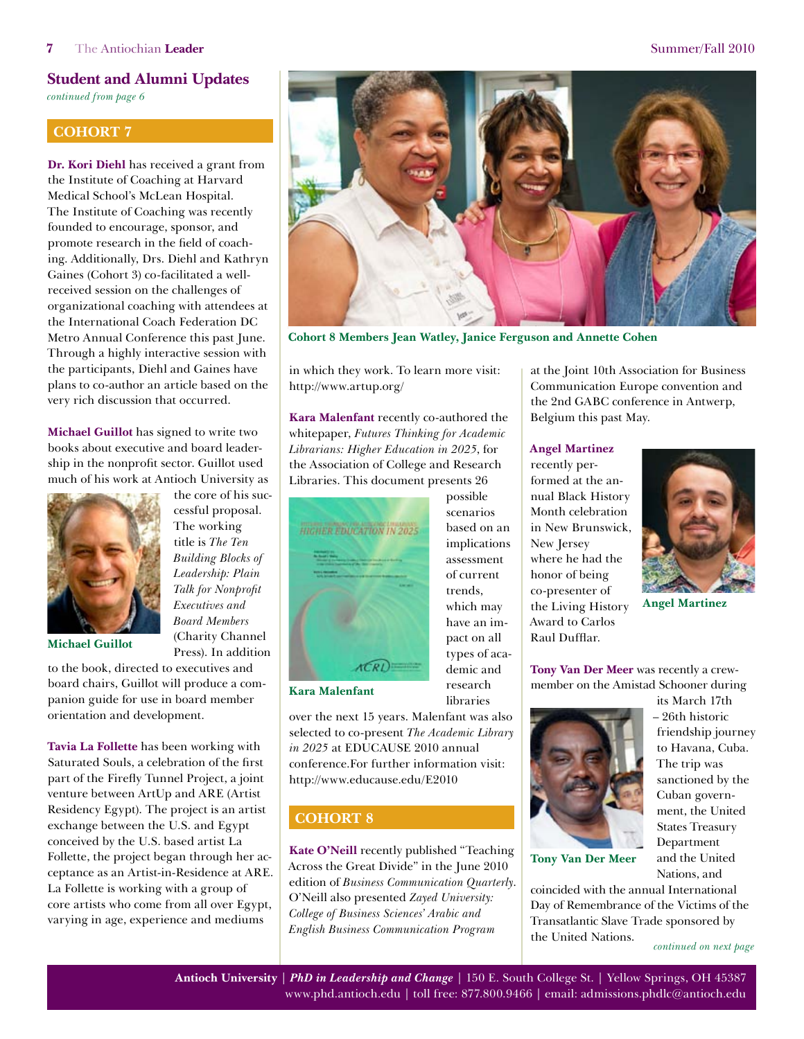## Student and Alumni Updates

*continued from page 6*

### COHORT 7

**Dr. Kori Diehl** has received a grant from the Institute of Coaching at Harvard Medical School's McLean Hospital. The Institute of Coaching was recently founded to encourage, sponsor, and promote research in the field of coaching. Additionally, Drs. Diehl and Kathryn Gaines (Cohort 3) co-facilitated a well-received session on the challenges of organizational coaching with attendees at the International Coach Federation DC Metro Annual Conference this past June. Through a highly interactive session with the participants, Diehl and Gaines have plans to co-author an article based on the very rich discussion that occurred.

**Michael Guillot** has signed to write two books about executive and board leadership in the nonprofit sector. Guillot used much of his work at Antioch University as the core of his successful proposal. The working title is *The Ten Building Blocks of Leadership: Plain Talk for Nonprofit Executives and Board Members* (Charity Channel Press). In addition to the book, directed to executives and board chairs, Guillot will produce a companion guide for use in board member orientation and development.

**Michael Guillot**

**Tavia La Follette** has been working with Saturated Souls, a celebration of the first part of the Firefly Tunnel Project, a joint venture between ArtUp and ARE (Artist Residency Egypt). The project is an artist exchange between the U.S. and Egypt conceived by the U.S. based artist La Follette, the project began through her acceptance as an Artist-in-Residence at ARE. La Follette is working with a group of core artists who come from all over Egypt, varying in age, experience and mediums in which they work. To learn more visit: http://www.artup.org/

**Cohort 8 Members Jean Watley, Janice Ferguson and Annette Cohen**

**Kara Malenfant** recently co-authored the whitepaper, *Futures Thinking for Academic Librarians: Higher Education in 2025*, for the Association of College and Research Libraries. This document presents 26 possible scenarios based on an implications assessment of current trends, which may have an impact on all types of academic and research libraries over the next 15 years. Malenfant was also selected to co-present *The Academic Library in 2025* at EDUCAUSE 2010 annual conference.For further information visit: http://www.educause.edu/E2010

**Kara Malenfant**

### COHORT 8

**Kate O'Neill** recently published "Teaching Across the Great Divide" in the June 2010 edition of *Business Communication Quarterly*. O'Neill also presented *Zayed University: College of Business Sciences' Arabic and English Business Communication Program* at the Joint 10th Association for Business Communication Europe convention and the 2nd GABC conference in Antwerp, Belgium this past May.

**Angel Martinez** recently performed at the annual Black History Month celebration in New Brunswick, New Jersey where he had the honor of being co-presenter of the Living History Award to Carlos Raul Dufflar.

**Angel Martinez**

**Tony Van Der Meer** was recently a crew-member on the Amistad Schooner during its March 17th – 26th historic friendship journey to Havana, Cuba. The trip was sanctioned by the Cuban government, the United States Treasury Department and the United Nations, and coincided with the annual International Day of Remembrance of the Victims of the Transatlantic Slave Trade sponsored by the United Nations.

**Tony Van Der Meer**

*continued on next page*

**Antioch University** | ***PhD in Leadership and Change*** | 150 E. South College St. | Yellow Springs, OH 45387
www.phd.antioch.edu | toll free: 877.800.9466 | email: admissions.phdlc@antioch.edu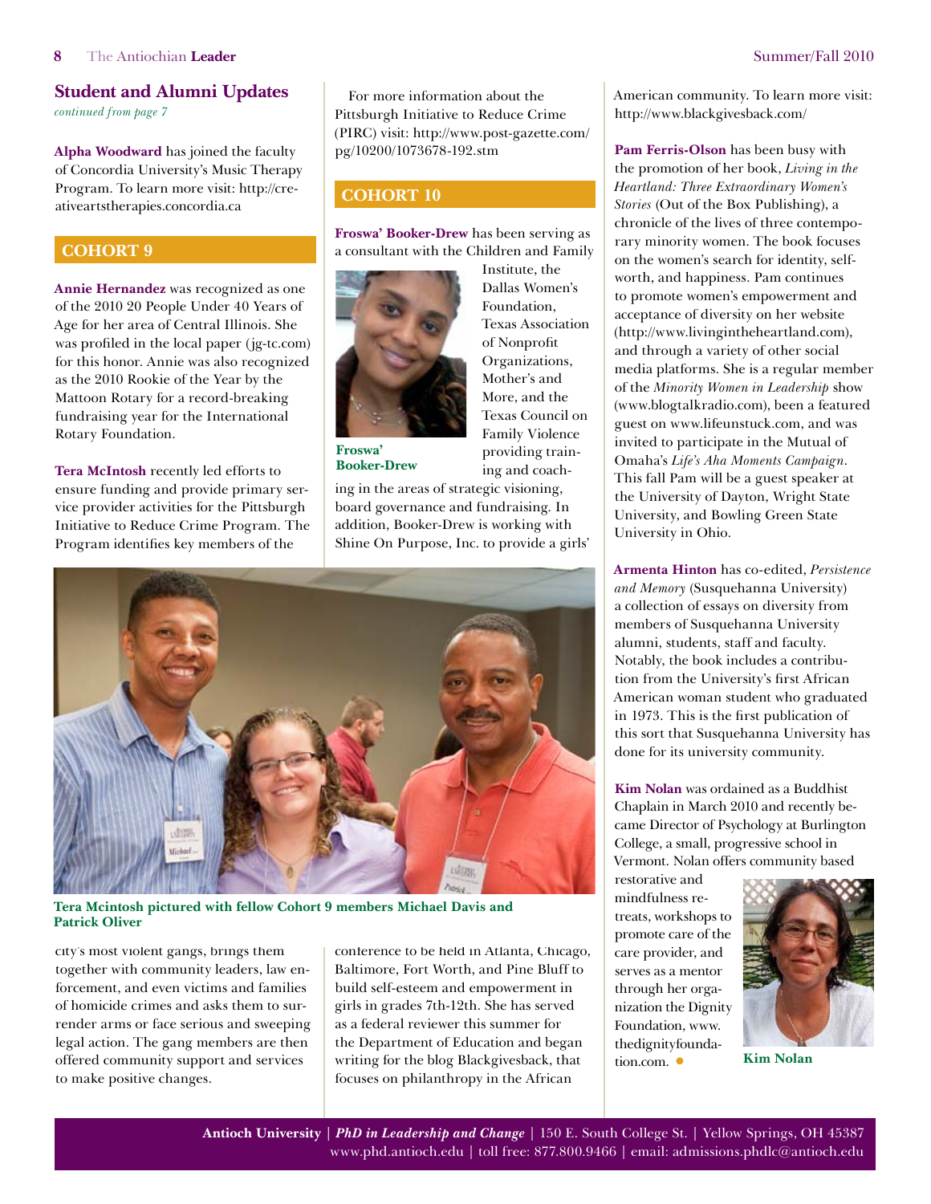## Student and Alumni Updates

*continued from page 7*

**Alpha Woodward** has joined the faculty of Concordia University's Music Therapy Program. To learn more visit: http://creativeartstherapies.concordia.ca

### COHORT 9

**Annie Hernandez** was recognized as one of the 2010 20 People Under 40 Years of Age for her area of Central Illinois. She was profiled in the local paper (jg-tc.com) for this honor. Annie was also recognized as the 2010 Rookie of the Year by the Mattoon Rotary for a record-breaking fundraising year for the International Rotary Foundation.

**Tera McIntosh** recently led efforts to ensure funding and provide primary service provider activities for the Pittsburgh Initiative to Reduce Crime Program. The Program identifies key members of the city's most violent gangs, brings them together with community leaders, law enforcement, and even victims and families of homicide crimes and asks them to surrender arms or face serious and sweeping legal action. The gang members are then offered community support and services to make positive changes.

For more information about the Pittsburgh Initiative to Reduce Crime (PIRC) visit: http://www.post-gazette.com/pg/10200/1073678-192.stm

Tera Mcintosh pictured with fellow Cohort 9 members Michael Davis and Patrick Oliver

### COHORT 10

**Froswa' Booker-Drew** has been serving as a consultant with the Children and Family Institute, the Dallas Women's Foundation, Texas Association of Nonprofit Organizations, Mother's and More, and the Texas Council on Family Violence providing training and coaching in the areas of strategic visioning, board governance and fundraising. In addition, Booker-Drew is working with Shine On Purpose, Inc. to provide a girls' conference to be held in Atlanta, Chicago, Baltimore, Fort Worth, and Pine Bluff to build self-esteem and empowerment in girls in grades 7th-12th. She has served as a federal reviewer this summer for the Department of Education and began writing for the blog Blackgivesback, that focuses on philanthropy in the African American community. To learn more visit: http://www.blackgivesback.com/

Froswa' Booker-Drew

**Pam Ferris-Olson** has been busy with the promotion of her book, *Living in the Heartland: Three Extraordinary Women's Stories* (Out of the Box Publishing), a chronicle of the lives of three contemporary minority women. The book focuses on the women's search for identity, self-worth, and happiness. Pam continues to promote women's empowerment and acceptance of diversity on her website (http://www.livingintheheartland.com), and through a variety of other social media platforms. She is a regular member of the *Minority Women in Leadership* show (www.blogtalkradio.com), been a featured guest on www.lifeunstuck.com, and was invited to participate in the Mutual of Omaha's *Life's Aha Moments Campaign*. This fall Pam will be a guest speaker at the University of Dayton, Wright State University, and Bowling Green State University in Ohio.

**Armenta Hinton** has co-edited, *Persistence and Memory* (Susquehanna University) a collection of essays on diversity from members of Susquehanna University alumni, students, staff and faculty. Notably, the book includes a contribution from the University's first African American woman student who graduated in 1973. This is the first publication of this sort that Susquehanna University has done for its university community.

**Kim Nolan** was ordained as a Buddhist Chaplain in March 2010 and recently became Director of Psychology at Burlington College, a small, progressive school in Vermont. Nolan offers community based restorative and mindfulness retreats, workshops to promote care of the care provider, and serves as a mentor through her organization the Dignity Foundation, www.thedignityfoundation.com.

Kim Nolan

**Antioch University** | *PhD in Leadership and Change* | 150 E. South College St. | Yellow Springs, OH 45387
www.phd.antioch.edu | toll free: 877.800.9466 | email: admissions.phdlc@antioch.edu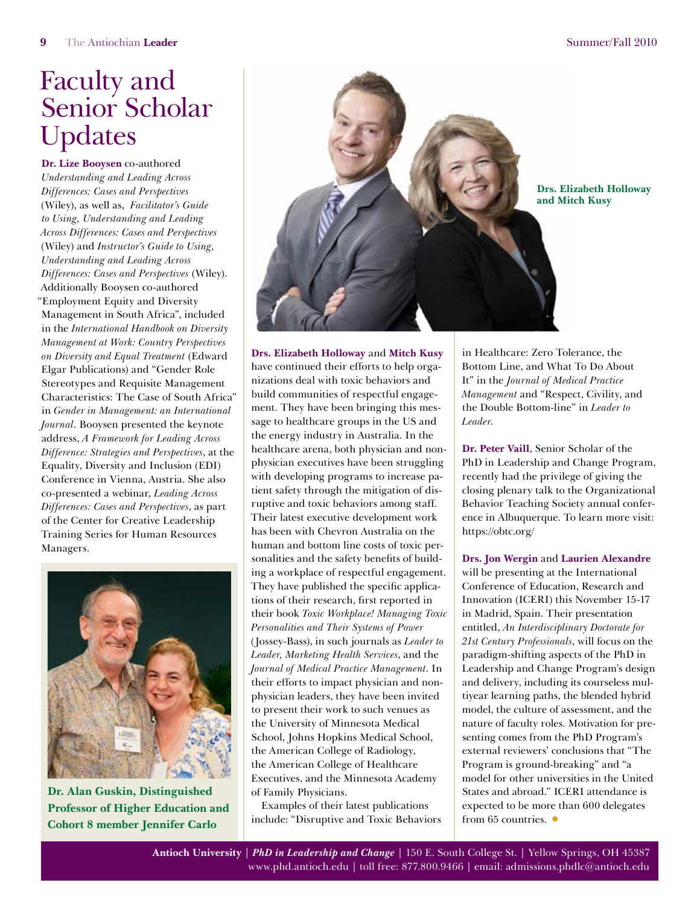# Faculty and Senior Scholar Updates

**Dr. Lize Booysen** co-authored *Understanding and Leading Across Differences: Cases and Perspectives* (Wiley), as well as, *Facilitator's Guide to Using, Understanding and Leading Across Differences: Cases and Perspectives* (Wiley) and *Instructor's Guide to Using, Understanding and Leading Across Differences: Cases and Perspectives* (Wiley). Additionally Booysen co-authored "Employment Equity and Diversity Management in South Africa", included in the *International Handbook on Diversity Management at Work: Country Perspectives on Diversity and Equal Treatment* (Edward Elgar Publications) and "Gender Role Stereotypes and Requisite Management Characteristics: The Case of South Africa" in *Gender in Management: an International Journal*. Booysen presented the keynote address, *A Framework for Leading Across Difference: Strategies and Perspectives*, at the Equality, Diversity and Inclusion (EDI) Conference in Vienna, Austria. She also co-presented a webinar, *Leading Across Differences: Cases and Perspectives*, as part of the Center for Creative Leadership Training Series for Human Resources Managers.

**Dr. Alan Guskin, Distinguished Professor of Higher Education and Cohort 8 member Jennifer Carlo**

**Drs. Elizabeth Holloway and Mitch Kusy**

**Drs. Elizabeth Holloway** and **Mitch Kusy** have continued their efforts to help organizations deal with toxic behaviors and build communities of respectful engagement. They have been bringing this message to healthcare groups in the US and the energy industry in Australia. In the healthcare arena, both physician and non-physician executives have been struggling with developing programs to increase patient safety through the mitigation of disruptive and toxic behaviors among staff. Their latest executive development work has been with Chevron Australia on the human and bottom line costs of toxic personalities and the safety benefits of building a workplace of respectful engagement. They have published the specific applications of their research, first reported in their book *Toxic Workplace! Managing Toxic Personalities and Their Systems of Power* (Jossey-Bass), in such journals as *Leader to Leader, Marketing Health Services*, and the *Journal of Medical Practice Management*. In their efforts to impact physician and non-physician leaders, they have been invited to present their work to such venues as the University of Minnesota Medical School, Johns Hopkins Medical School, the American College of Radiology, the American College of Healthcare Executives, and the Minnesota Academy of Family Physicians.

Examples of their latest publications include: "Disruptive and Toxic Behaviors in Healthcare: Zero Tolerance, the Bottom Line, and What To Do About It" in the *Journal of Medical Practice Management* and "Respect, Civility, and the Double Bottom-line" in *Leader to Leader*.

**Dr. Peter Vaill**, Senior Scholar of the PhD in Leadership and Change Program, recently had the privilege of giving the closing plenary talk to the Organizational Behavior Teaching Society annual conference in Albuquerque. To learn more visit: https://obtc.org/

**Drs. Jon Wergin** and **Laurien Alexandre** will be presenting at the International Conference of Education, Research and Innovation (ICERI) this November 15-17 in Madrid, Spain. Their presentation entitled, *An Interdisciplinary Doctorate for 21st Century Professionals*, will focus on the paradigm-shifting aspects of the PhD in Leadership and Change Program's design and delivery, including its courseless multiyear learning paths, the blended hybrid model, the culture of assessment, and the nature of faculty roles. Motivation for presenting comes from the PhD Program's external reviewers' conclusions that "The Program is ground-breaking" and "a model for other universities in the United States and abroad." ICERI attendance is expected to be more than 600 delegates from 65 countries.

**Antioch University** | ***PhD in Leadership and Change*** | 150 E. South College St. | Yellow Springs, OH 45387
www.phd.antioch.edu | toll free: 877.800.9466 | email: admissions.phdlc@antioch.edu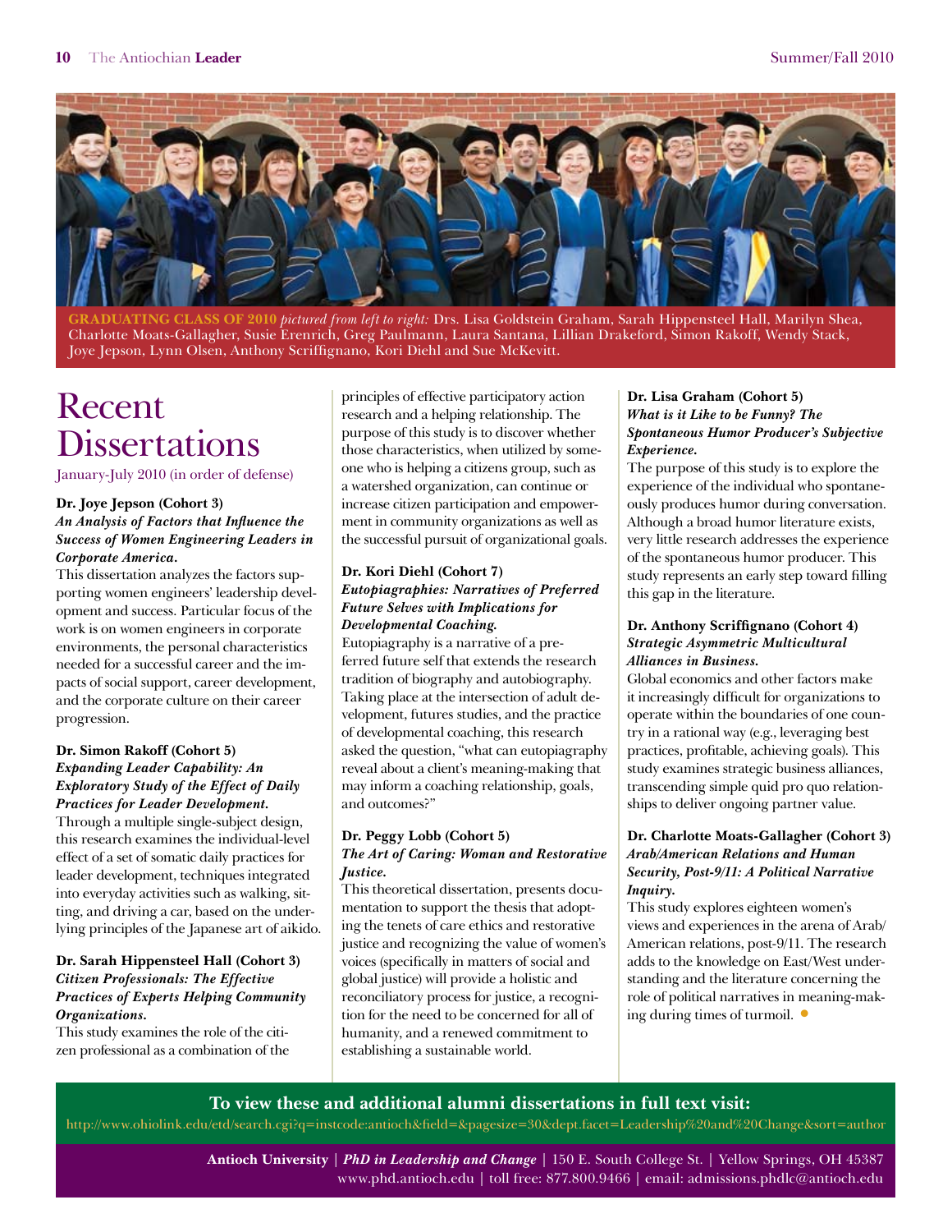**GRADUATING CLASS OF 2010** *pictured from left to right:* Drs. Lisa Goldstein Graham, Sarah Hippensteel Hall, Marilyn Shea, Charlotte Moats-Gallagher, Susie Erenrich, Greg Paulmann, Laura Santana, Lillian Drakeford, Simon Rakoff, Wendy Stack, Joye Jepson, Lynn Olsen, Anthony Scriffignano, Kori Diehl and Sue McKevitt.

# Recent Dissertations

January-July 2010 (in order of defense)

**Dr. Joye Jepson (Cohort 3)**
***An Analysis of Factors that Influence the Success of Women Engineering Leaders in Corporate America.***
This dissertation analyzes the factors supporting women engineers' leadership development and success. Particular focus of the work is on women engineers in corporate environments, the personal characteristics needed for a successful career and the impacts of social support, career development, and the corporate culture on their career progression.

**Dr. Simon Rakoff (Cohort 5)**
***Expanding Leader Capability: An Exploratory Study of the Effect of Daily Practices for Leader Development.***
Through a multiple single-subject design, this research examines the individual-level effect of a set of somatic daily practices for leader development, techniques integrated into everyday activities such as walking, sitting, and driving a car, based on the underlying principles of the Japanese art of aikido.

**Dr. Sarah Hippensteel Hall (Cohort 3)**
***Citizen Professionals: The Effective Practices of Experts Helping Community Organizations.***
This study examines the role of the citizen professional as a combination of the principles of effective participatory action research and a helping relationship. The purpose of this study is to discover whether those characteristics, when utilized by someone who is helping a citizens group, such as a watershed organization, can continue or increase citizen participation and empowerment in community organizations as well as the successful pursuit of organizational goals.

**Dr. Kori Diehl (Cohort 7)**
***Eutopiagraphies: Narratives of Preferred Future Selves with Implications for Developmental Coaching.***
Eutopiagraphy is a narrative of a preferred future self that extends the research tradition of biography and autobiography. Taking place at the intersection of adult development, futures studies, and the practice of developmental coaching, this research asked the question, "what can eutopiagraphy reveal about a client's meaning-making that may inform a coaching relationship, goals, and outcomes?"

**Dr. Peggy Lobb (Cohort 5)**
***The Art of Caring: Woman and Restorative Justice.***
This theoretical dissertation, presents documentation to support the thesis that adopting the tenets of care ethics and restorative justice and recognizing the value of women's voices (specifically in matters of social and global justice) will provide a holistic and reconciliatory process for justice, a recognition for the need to be concerned for all of humanity, and a renewed commitment to establishing a sustainable world.

**Dr. Lisa Graham (Cohort 5)**
***What is it Like to be Funny? The Spontaneous Humor Producer's Subjective Experience.***
The purpose of this study is to explore the experience of the individual who spontaneously produces humor during conversation. Although a broad humor literature exists, very little research addresses the experience of the spontaneous humor producer. This study represents an early step toward filling this gap in the literature.

**Dr. Anthony Scriffignano (Cohort 4)**
***Strategic Asymmetric Multicultural Alliances in Business.***
Global economics and other factors make it increasingly difficult for organizations to operate within the boundaries of one country in a rational way (e.g., leveraging best practices, profitable, achieving goals). This study examines strategic business alliances, transcending simple quid pro quo relationships to deliver ongoing partner value.

**Dr. Charlotte Moats-Gallagher (Cohort 3)**
***Arab/American Relations and Human Security, Post-9/11: A Political Narrative Inquiry.***
This study explores eighteen women's views and experiences in the arena of Arab/American relations, post-9/11. The research adds to the knowledge on East/West understanding and the literature concerning the role of political narratives in meaning-making during times of turmoil.

**To view these and additional alumni dissertations in full text visit:**
http://www.ohiolink.edu/etd/search.cgi?q=instcode:antioch&field=&pagesize=30&dept.facet=Leadership%20and%20Change&sort=author

**Antioch University** | ***PhD in Leadership and Change*** | 150 E. South College St. | Yellow Springs, OH 45387
www.phd.antioch.edu | toll free: 877.800.9466 | email: admissions.phdlc@antioch.edu